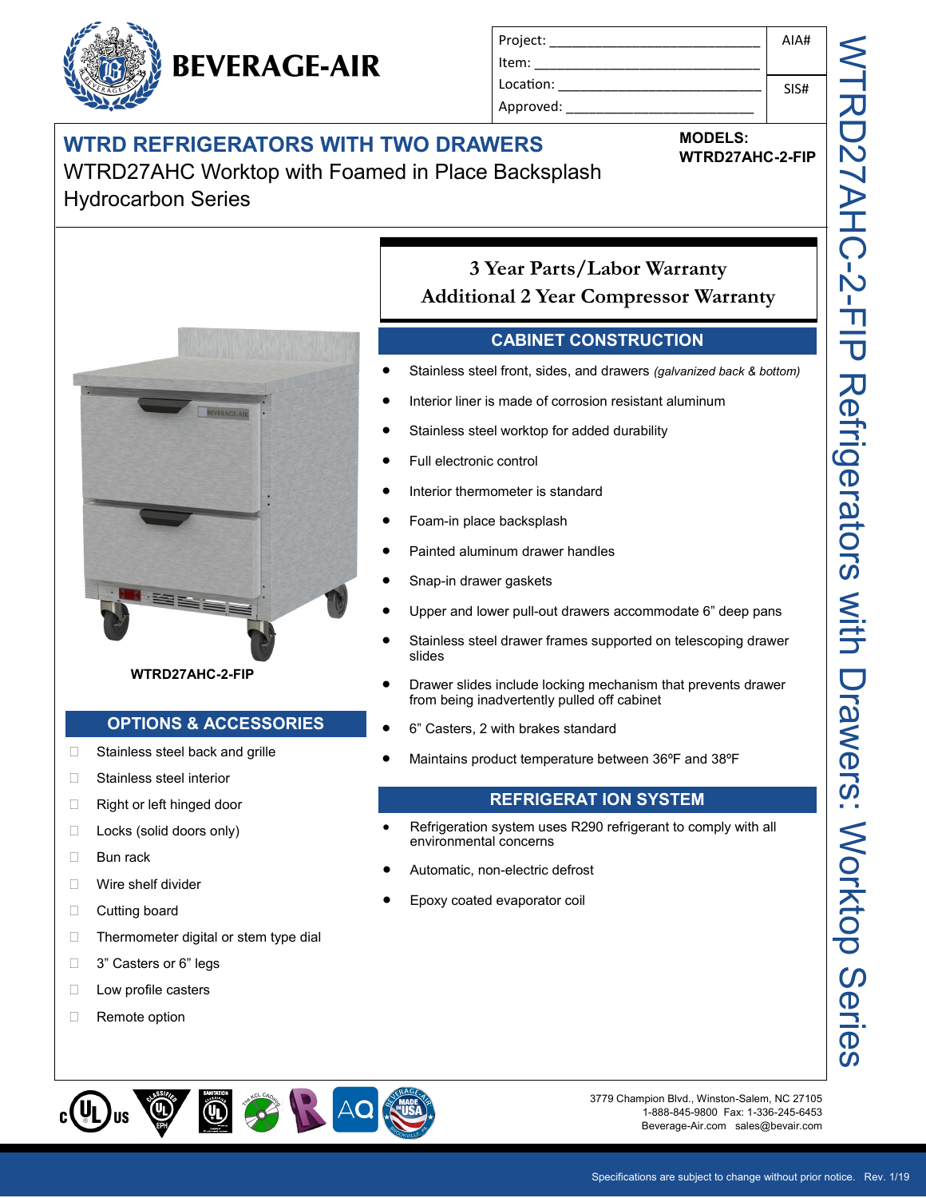# BEVERAGE-AIR

| Project: _______________ | AIA# |
| --- | --- |
| Item: _______________ | |
| Location: _______________ | SIS# |
| Approved: _______________ | |

## WTRD REFRIGERATORS WITH TWO DRAWERS

WTRD27AHC Worktop with Foamed in Place Backsplash
Hydrocarbon Series

**MODELS:**
**WTRD27AHC-2-FIP**

WTRD27AHC-2-FIP

**3 Year Parts/Labor Warranty**
**Additional 2 Year Compressor Warranty**

## CABINET CONSTRUCTION

- Stainless steel front, sides, and drawers *(galvanized back & bottom)*
- Interior liner is made of corrosion resistant aluminum
- Stainless steel worktop for added durability
- Full electronic control
- Interior thermometer is standard
- Foam-in place backsplash
- Painted aluminum drawer handles
- Snap-in drawer gaskets
- Upper and lower pull-out drawers accommodate 6" deep pans
- Stainless steel drawer frames supported on telescoping drawer slides
- Drawer slides include locking mechanism that prevents drawer from being inadvertently pulled off cabinet
- 6" Casters, 2 with brakes standard
- Maintains product temperature between 36ºF and 38ºF

## REFRIGERAT ION SYSTEM

- Refrigeration system uses R290 refrigerant to comply with all environmental concerns
- Automatic, non-electric defrost
- Epoxy coated evaporator coil

## OPTIONS & ACCESSORIES

- ☐ Stainless steel back and grille
- ☐ Stainless steel interior
- ☐ Right or left hinged door
- ☐ Locks (solid doors only)
- ☐ Bun rack
- ☐ Wire shelf divider
- ☐ Cutting board
- ☐ Thermometer digital or stem type dial
- ☐ 3" Casters or 6" legs
- ☐ Low profile casters
- ☐ Remote option

WTRD27AHC-2-FIP Refrigerators with Drawers: Worktop Series

3779 Champion Blvd., Winston-Salem, NC 27105
1-888-845-9800 Fax: 1-336-245-6453
Beverage-Air.com sales@bevair.com

Specifications are subject to change without prior notice. Rev. 1/19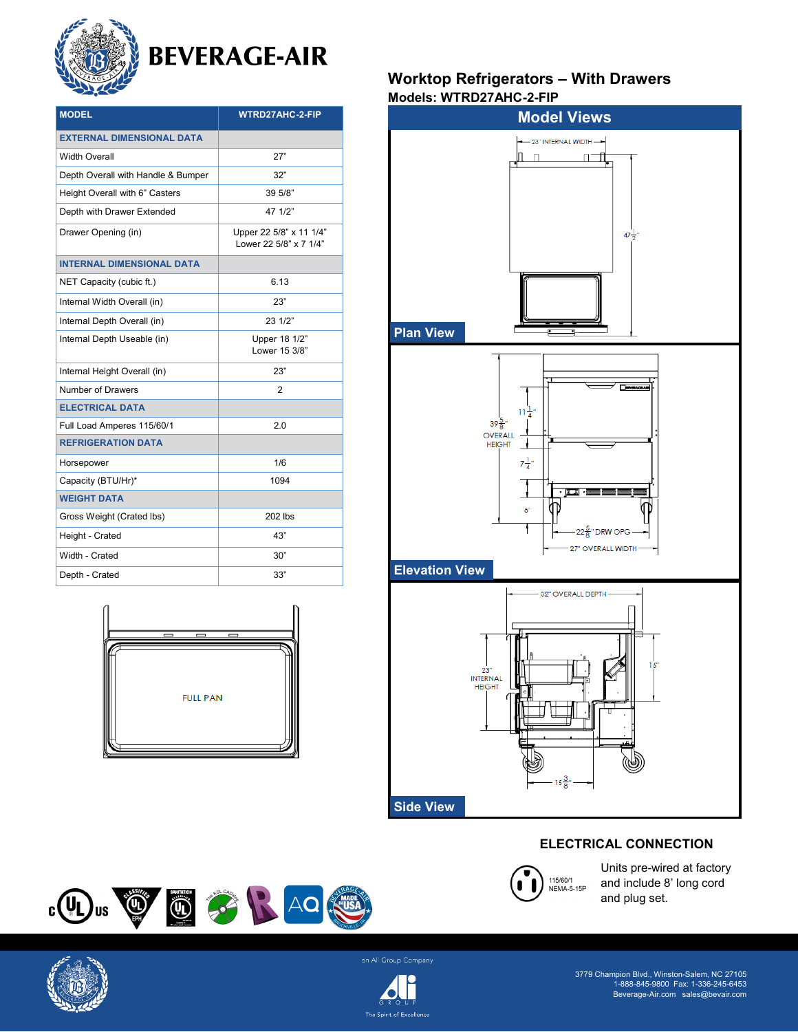# BEVERAGE-AIR

## Worktop Refrigerators – With Drawers

**Models: WTRD27AHC-2-FIP**

| MODEL | WTRD27AHC-2-FIP |
|---|---|
| **EXTERNAL DIMENSIONAL DATA** | |
| Width Overall | 27" |
| Depth Overall with Handle & Bumper | 32" |
| Height Overall with 6" Casters | 39 5/8" |
| Depth with Drawer Extended | 47 1/2" |
| Drawer Opening (in) | Upper 22 5/8" x 11 1/4"<br>Lower 22 5/8" x 7 1/4" |
| **INTERNAL DIMENSIONAL DATA** | |
| NET Capacity (cubic ft.) | 6.13 |
| Internal Width Overall (in) | 23" |
| Internal Depth Overall (in) | 23 1/2" |
| Internal Depth Useable (in) | Upper 18 1/2"<br>Lower 15 3/8" |
| Internal Height Overall (in) | 23" |
| Number of Drawers | 2 |
| **ELECTRICAL DATA** | |
| Full Load Amperes 115/60/1 | 2.0 |
| **REFRIGERATION DATA** | |
| Horsepower | 1/6 |
| Capacity (BTU/Hr)* | 1094 |
| **WEIGHT DATA** | |
| Gross Weight (Crated lbs) | 202 lbs |
| Height - Crated | 43" |
| Width - Crated | 30" |
| Depth - Crated | 33" |

FULL PAN

## Model Views

23" INTERNAL WIDTH

47 1/2"

**Plan View**

39 5/8" OVERALL HEIGHT

11 1/4"

7 1/4"

6"

22 5/8" DRW OPG

27" OVERALL WIDTH

**Elevation View**

32" OVERALL DEPTH

23" INTERNAL HEIGHT

15"

15 3/8"

**Side View**

## ELECTRICAL CONNECTION

115/60/1
NEMA-5-15P

Units pre-wired at factory and include 8' long cord and plug set.

an Ali Group Company

The Spirit of Excellence

3779 Champion Blvd., Winston-Salem, NC 27105
1-888-845-9800 Fax: 1-336-245-6453
Beverage-Air.com sales@bevair.com